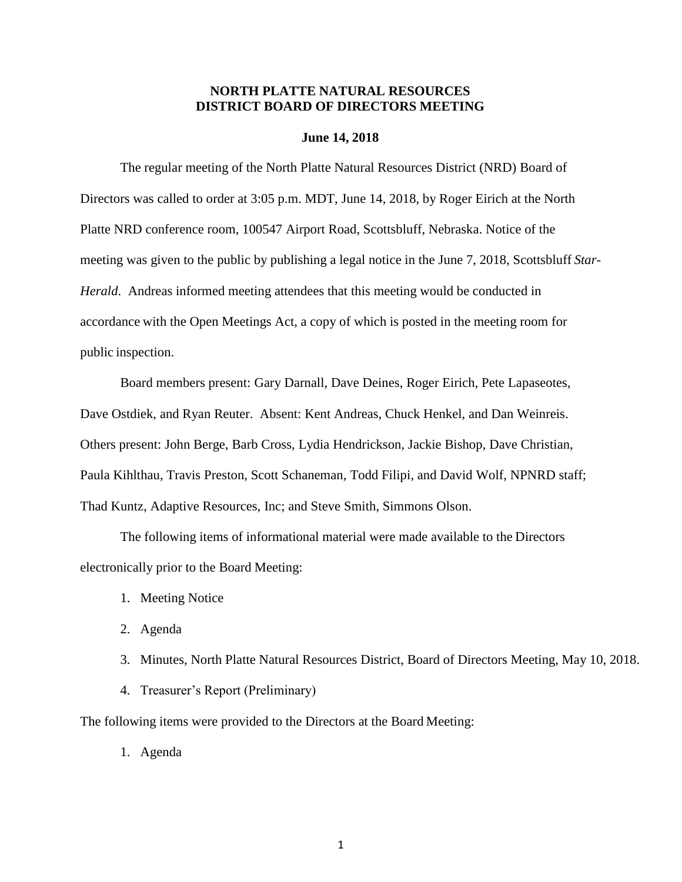# NORTH PLATTE NATURAL RESOURCES DISTRICT BOARD OF DIRECTORS MEETING

**June 14, 2018**

The regular meeting of the North Platte Natural Resources District (NRD) Board of Directors was called to order at 3:05 p.m. MDT, June 14, 2018, by Roger Eirich at the North Platte NRD conference room, 100547 Airport Road, Scottsbluff, Nebraska. Notice of the meeting was given to the public by publishing a legal notice in the June 7, 2018, Scottsbluff *Star-Herald*. Andreas informed meeting attendees that this meeting would be conducted in accordance with the Open Meetings Act, a copy of which is posted in the meeting room for public inspection.

Board members present: Gary Darnall, Dave Deines, Roger Eirich, Pete Lapaseotes, Dave Ostdiek, and Ryan Reuter. Absent: Kent Andreas, Chuck Henkel, and Dan Weinreis. Others present: John Berge, Barb Cross, Lydia Hendrickson, Jackie Bishop, Dave Christian, Paula Kihlthau, Travis Preston, Scott Schaneman, Todd Filipi, and David Wolf, NPNRD staff; Thad Kuntz, Adaptive Resources, Inc; and Steve Smith, Simmons Olson.

The following items of informational material were made available to the Directors electronically prior to the Board Meeting:

1. Meeting Notice
2. Agenda
3. Minutes, North Platte Natural Resources District, Board of Directors Meeting, May 10, 2018.
4. Treasurer's Report (Preliminary)

The following items were provided to the Directors at the Board Meeting:

1. Agenda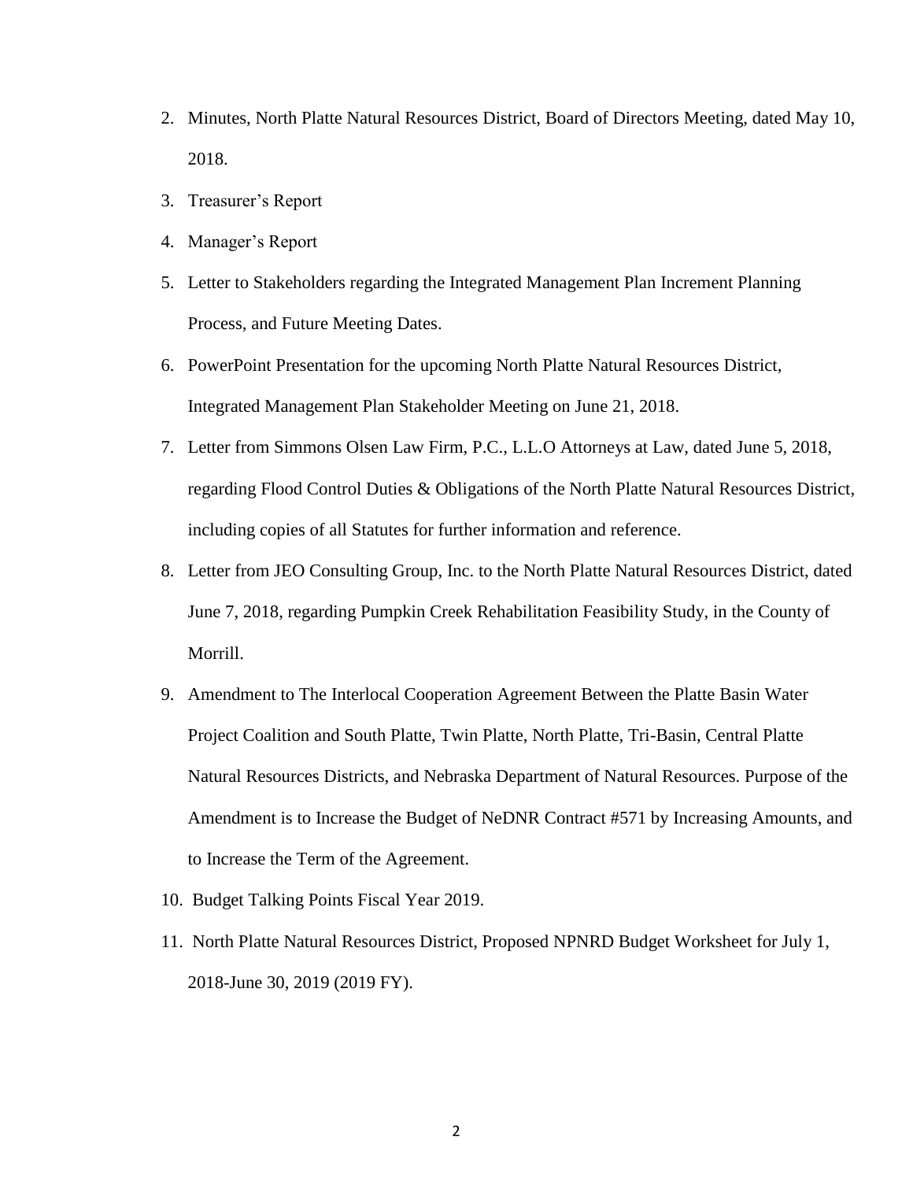2. Minutes, North Platte Natural Resources District, Board of Directors Meeting, dated May 10, 2018.
3. Treasurer's Report
4. Manager's Report
5. Letter to Stakeholders regarding the Integrated Management Plan Increment Planning Process, and Future Meeting Dates.
6. PowerPoint Presentation for the upcoming North Platte Natural Resources District, Integrated Management Plan Stakeholder Meeting on June 21, 2018.
7. Letter from Simmons Olsen Law Firm, P.C., L.L.O Attorneys at Law, dated June 5, 2018, regarding Flood Control Duties & Obligations of the North Platte Natural Resources District, including copies of all Statutes for further information and reference.
8. Letter from JEO Consulting Group, Inc. to the North Platte Natural Resources District, dated June 7, 2018, regarding Pumpkin Creek Rehabilitation Feasibility Study, in the County of Morrill.
9. Amendment to The Interlocal Cooperation Agreement Between the Platte Basin Water Project Coalition and South Platte, Twin Platte, North Platte, Tri-Basin, Central Platte Natural Resources Districts, and Nebraska Department of Natural Resources. Purpose of the Amendment is to Increase the Budget of NeDNR Contract #571 by Increasing Amounts, and to Increase the Term of the Agreement.
10. Budget Talking Points Fiscal Year 2019.
11. North Platte Natural Resources District, Proposed NPNRD Budget Worksheet for July 1, 2018-June 30, 2019 (2019 FY).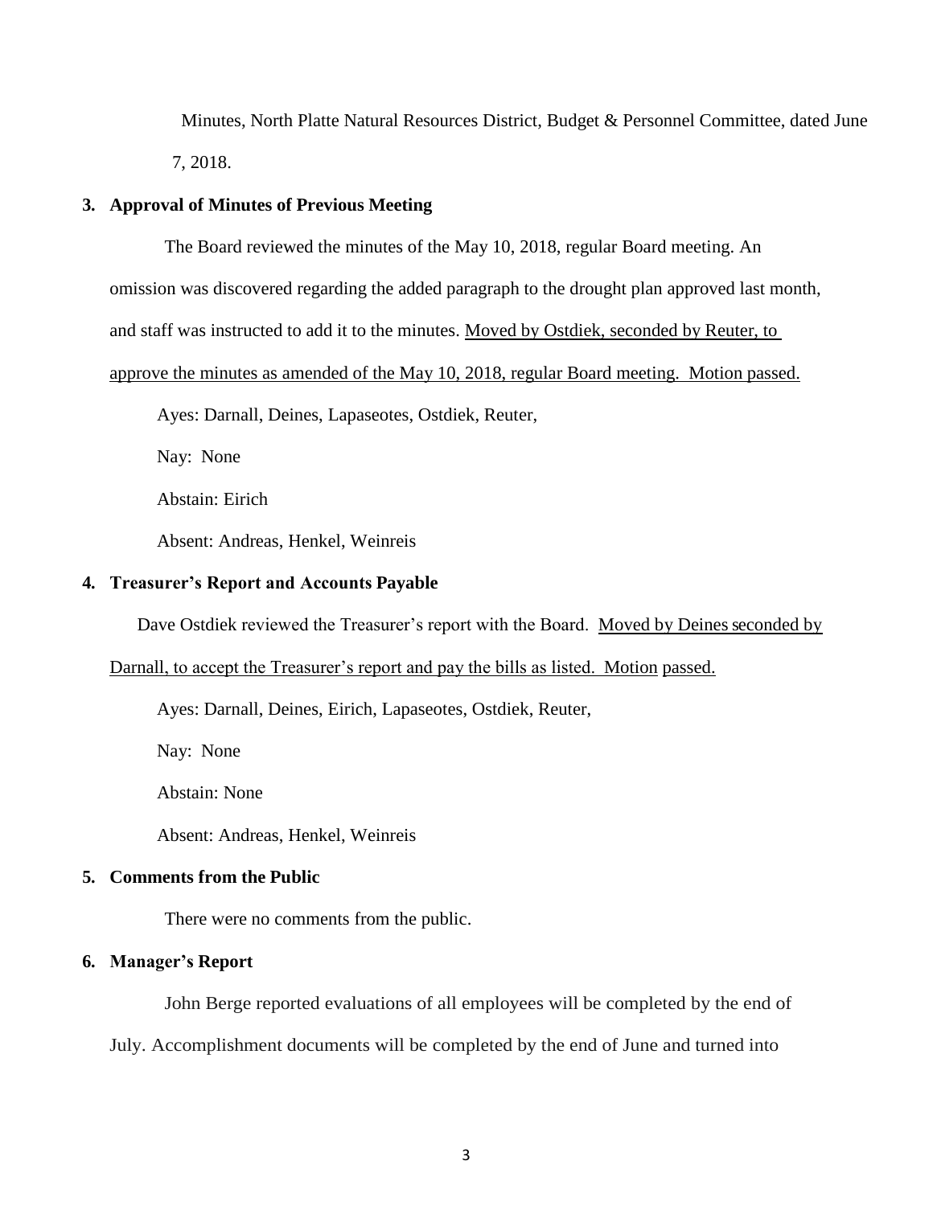Minutes, North Platte Natural Resources District, Budget & Personnel Committee, dated June 7, 2018.

**3. Approval of Minutes of Previous Meeting**

The Board reviewed the minutes of the May 10, 2018, regular Board meeting. An omission was discovered regarding the added paragraph to the drought plan approved last month, and staff was instructed to add it to the minutes. <u>Moved by Ostdiek, seconded by Reuter, to approve the minutes as amended of the May 10, 2018, regular Board meeting. Motion passed.</u>

Ayes: Darnall, Deines, Lapaseotes, Ostdiek, Reuter,

Nay: None

Abstain: Eirich

Absent: Andreas, Henkel, Weinreis

**4. Treasurer's Report and Accounts Payable**

Dave Ostdiek reviewed the Treasurer's report with the Board. <u>Moved by Deines seconded by Darnall, to accept the Treasurer's report and pay the bills as listed. Motion passed.</u>

Ayes: Darnall, Deines, Eirich, Lapaseotes, Ostdiek, Reuter,

Nay: None

Abstain: None

Absent: Andreas, Henkel, Weinreis

**5. Comments from the Public**

There were no comments from the public.

**6. Manager's Report**

John Berge reported evaluations of all employees will be completed by the end of July. Accomplishment documents will be completed by the end of June and turned into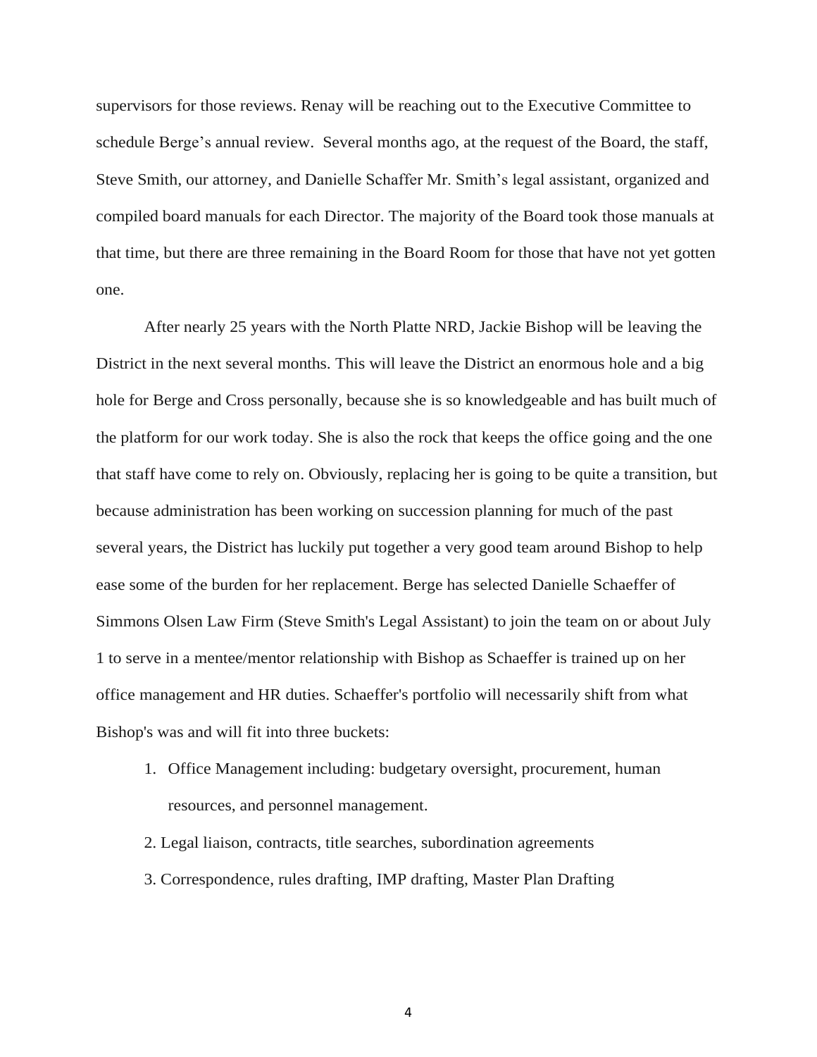supervisors for those reviews. Renay will be reaching out to the Executive Committee to schedule Berge's annual review. Several months ago, at the request of the Board, the staff, Steve Smith, our attorney, and Danielle Schaffer Mr. Smith's legal assistant, organized and compiled board manuals for each Director. The majority of the Board took those manuals at that time, but there are three remaining in the Board Room for those that have not yet gotten one.

After nearly 25 years with the North Platte NRD, Jackie Bishop will be leaving the District in the next several months. This will leave the District an enormous hole and a big hole for Berge and Cross personally, because she is so knowledgeable and has built much of the platform for our work today. She is also the rock that keeps the office going and the one that staff have come to rely on. Obviously, replacing her is going to be quite a transition, but because administration has been working on succession planning for much of the past several years, the District has luckily put together a very good team around Bishop to help ease some of the burden for her replacement. Berge has selected Danielle Schaeffer of Simmons Olsen Law Firm (Steve Smith's Legal Assistant) to join the team on or about July 1 to serve in a mentee/mentor relationship with Bishop as Schaeffer is trained up on her office management and HR duties. Schaeffer's portfolio will necessarily shift from what Bishop's was and will fit into three buckets:

1. Office Management including: budgetary oversight, procurement, human resources, and personnel management.
2. Legal liaison, contracts, title searches, subordination agreements
3. Correspondence, rules drafting, IMP drafting, Master Plan Drafting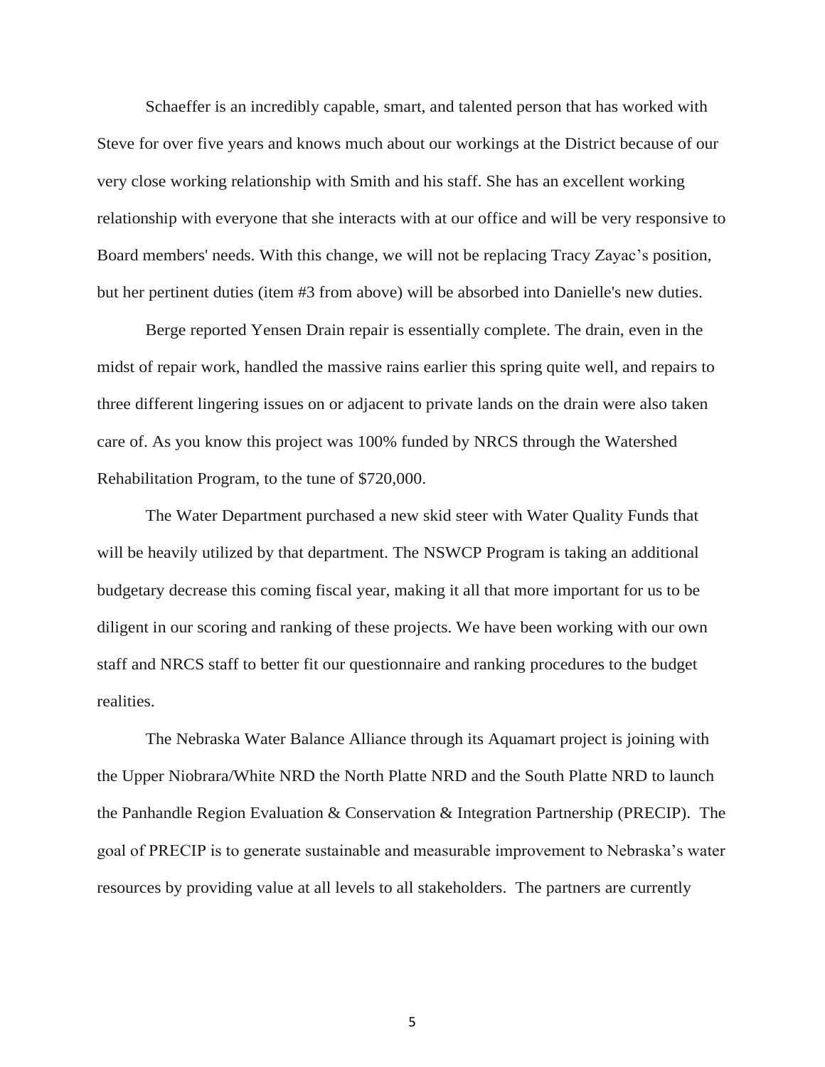Schaeffer is an incredibly capable, smart, and talented person that has worked with Steve for over five years and knows much about our workings at the District because of our very close working relationship with Smith and his staff. She has an excellent working relationship with everyone that she interacts with at our office and will be very responsive to Board members' needs. With this change, we will not be replacing Tracy Zayac's position, but her pertinent duties (item #3 from above) will be absorbed into Danielle's new duties.

Berge reported Yensen Drain repair is essentially complete. The drain, even in the midst of repair work, handled the massive rains earlier this spring quite well, and repairs to three different lingering issues on or adjacent to private lands on the drain were also taken care of. As you know this project was 100% funded by NRCS through the Watershed Rehabilitation Program, to the tune of $720,000.

The Water Department purchased a new skid steer with Water Quality Funds that will be heavily utilized by that department. The NSWCP Program is taking an additional budgetary decrease this coming fiscal year, making it all that more important for us to be diligent in our scoring and ranking of these projects. We have been working with our own staff and NRCS staff to better fit our questionnaire and ranking procedures to the budget realities.

The Nebraska Water Balance Alliance through its Aquamart project is joining with the Upper Niobrara/White NRD the North Platte NRD and the South Platte NRD to launch the Panhandle Region Evaluation & Conservation & Integration Partnership (PRECIP). The goal of PRECIP is to generate sustainable and measurable improvement to Nebraska's water resources by providing value at all levels to all stakeholders. The partners are currently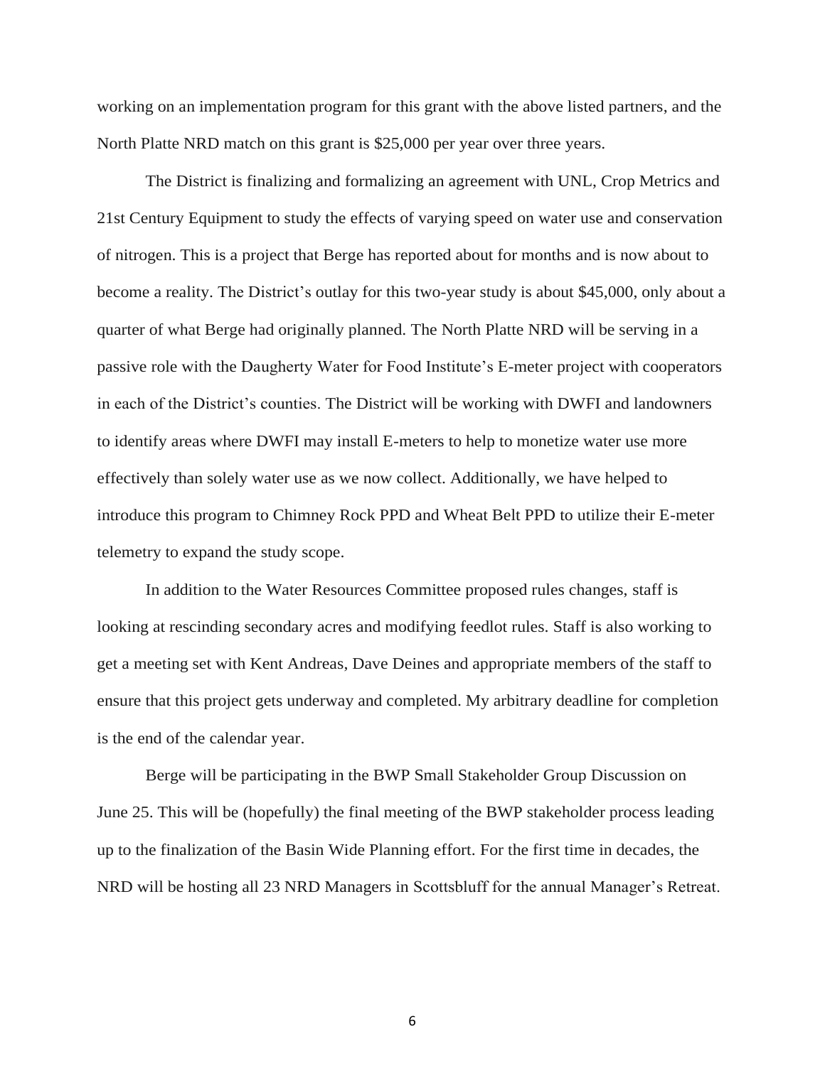working on an implementation program for this grant with the above listed partners, and the North Platte NRD match on this grant is $25,000 per year over three years.

The District is finalizing and formalizing an agreement with UNL, Crop Metrics and 21st Century Equipment to study the effects of varying speed on water use and conservation of nitrogen. This is a project that Berge has reported about for months and is now about to become a reality. The District's outlay for this two-year study is about $45,000, only about a quarter of what Berge had originally planned. The North Platte NRD will be serving in a passive role with the Daugherty Water for Food Institute's E-meter project with cooperators in each of the District's counties. The District will be working with DWFI and landowners to identify areas where DWFI may install E-meters to help to monetize water use more effectively than solely water use as we now collect. Additionally, we have helped to introduce this program to Chimney Rock PPD and Wheat Belt PPD to utilize their E-meter telemetry to expand the study scope.

In addition to the Water Resources Committee proposed rules changes, staff is looking at rescinding secondary acres and modifying feedlot rules. Staff is also working to get a meeting set with Kent Andreas, Dave Deines and appropriate members of the staff to ensure that this project gets underway and completed. My arbitrary deadline for completion is the end of the calendar year.

Berge will be participating in the BWP Small Stakeholder Group Discussion on June 25. This will be (hopefully) the final meeting of the BWP stakeholder process leading up to the finalization of the Basin Wide Planning effort. For the first time in decades, the NRD will be hosting all 23 NRD Managers in Scottsbluff for the annual Manager's Retreat.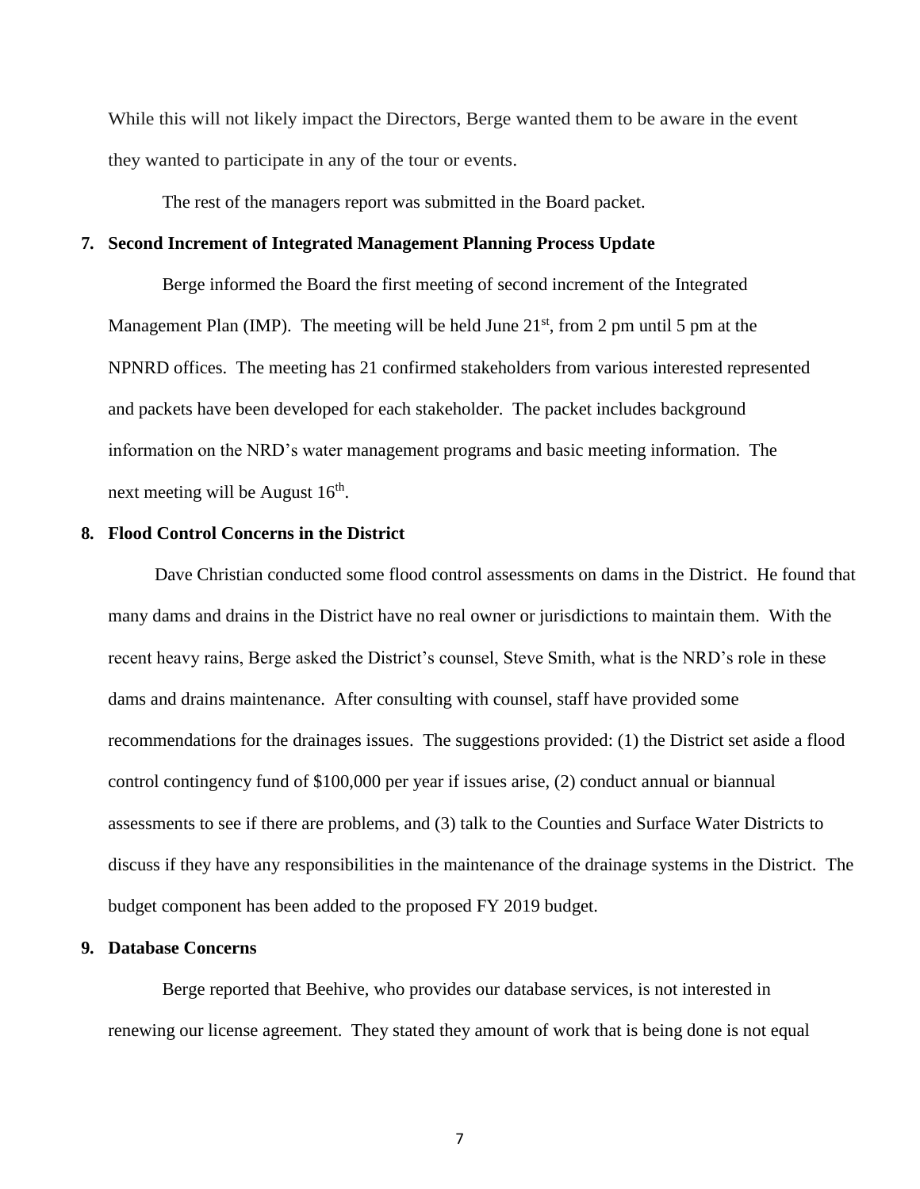While this will not likely impact the Directors, Berge wanted them to be aware in the event they wanted to participate in any of the tour or events.

The rest of the managers report was submitted in the Board packet.

**7. Second Increment of Integrated Management Planning Process Update**

Berge informed the Board the first meeting of second increment of the Integrated Management Plan (IMP). The meeting will be held June 21st, from 2 pm until 5 pm at the NPNRD offices. The meeting has 21 confirmed stakeholders from various interested represented and packets have been developed for each stakeholder. The packet includes background information on the NRD's water management programs and basic meeting information. The next meeting will be August 16th.

**8. Flood Control Concerns in the District**

Dave Christian conducted some flood control assessments on dams in the District. He found that many dams and drains in the District have no real owner or jurisdictions to maintain them. With the recent heavy rains, Berge asked the District's counsel, Steve Smith, what is the NRD's role in these dams and drains maintenance. After consulting with counsel, staff have provided some recommendations for the drainages issues. The suggestions provided: (1) the District set aside a flood control contingency fund of $100,000 per year if issues arise, (2) conduct annual or biannual assessments to see if there are problems, and (3) talk to the Counties and Surface Water Districts to discuss if they have any responsibilities in the maintenance of the drainage systems in the District. The budget component has been added to the proposed FY 2019 budget.

**9. Database Concerns**

Berge reported that Beehive, who provides our database services, is not interested in renewing our license agreement. They stated they amount of work that is being done is not equal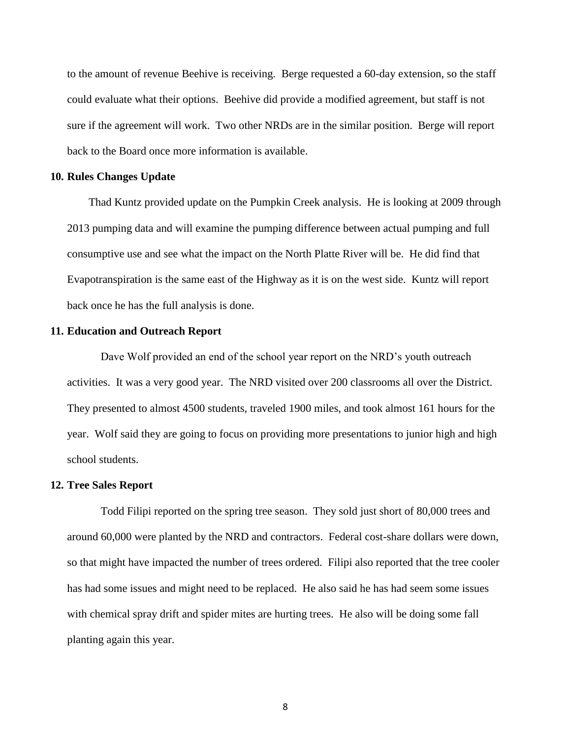to the amount of revenue Beehive is receiving. Berge requested a 60-day extension, so the staff could evaluate what their options. Beehive did provide a modified agreement, but staff is not sure if the agreement will work. Two other NRDs are in the similar position. Berge will report back to the Board once more information is available.

**10. Rules Changes Update**

Thad Kuntz provided update on the Pumpkin Creek analysis. He is looking at 2009 through 2013 pumping data and will examine the pumping difference between actual pumping and full consumptive use and see what the impact on the North Platte River will be. He did find that Evapotranspiration is the same east of the Highway as it is on the west side. Kuntz will report back once he has the full analysis is done.

**11. Education and Outreach Report**

Dave Wolf provided an end of the school year report on the NRD's youth outreach activities. It was a very good year. The NRD visited over 200 classrooms all over the District. They presented to almost 4500 students, traveled 1900 miles, and took almost 161 hours for the year. Wolf said they are going to focus on providing more presentations to junior high and high school students.

**12. Tree Sales Report**

Todd Filipi reported on the spring tree season. They sold just short of 80,000 trees and around 60,000 were planted by the NRD and contractors. Federal cost-share dollars were down, so that might have impacted the number of trees ordered. Filipi also reported that the tree cooler has had some issues and might need to be replaced. He also said he has had seem some issues with chemical spray drift and spider mites are hurting trees. He also will be doing some fall planting again this year.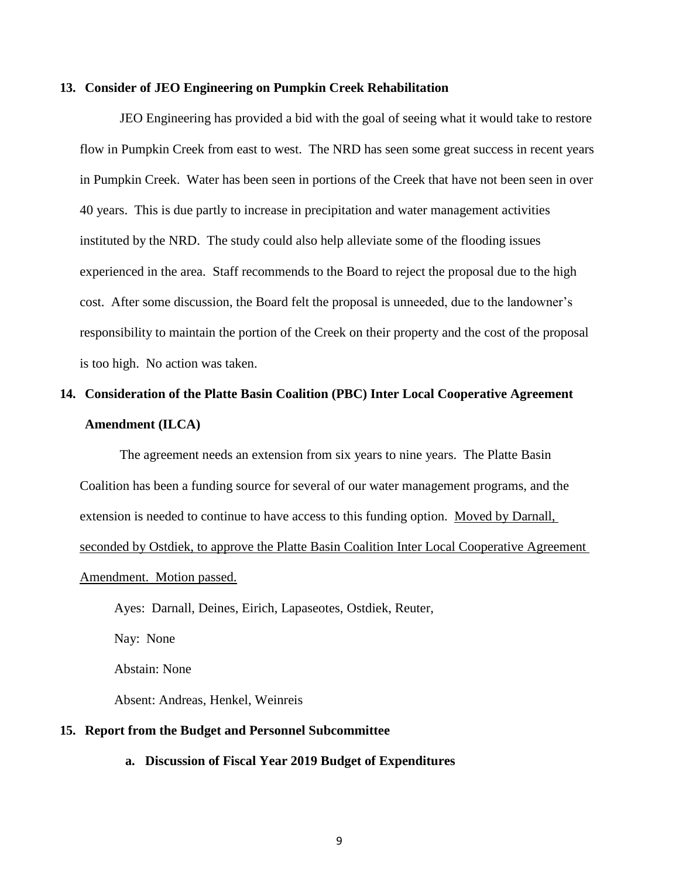**13. Consider of JEO Engineering on Pumpkin Creek Rehabilitation**

JEO Engineering has provided a bid with the goal of seeing what it would take to restore flow in Pumpkin Creek from east to west. The NRD has seen some great success in recent years in Pumpkin Creek. Water has been seen in portions of the Creek that have not been seen in over 40 years. This is due partly to increase in precipitation and water management activities instituted by the NRD. The study could also help alleviate some of the flooding issues experienced in the area. Staff recommends to the Board to reject the proposal due to the high cost. After some discussion, the Board felt the proposal is unneeded, due to the landowner's responsibility to maintain the portion of the Creek on their property and the cost of the proposal is too high. No action was taken.

**14. Consideration of the Platte Basin Coalition (PBC) Inter Local Cooperative Agreement Amendment (ILCA)**

The agreement needs an extension from six years to nine years. The Platte Basin Coalition has been a funding source for several of our water management programs, and the extension is needed to continue to have access to this funding option. <u>Moved by Darnall, seconded by Ostdiek, to approve the Platte Basin Coalition Inter Local Cooperative Agreement Amendment. Motion passed.</u>

Ayes: Darnall, Deines, Eirich, Lapaseotes, Ostdiek, Reuter,

Nay: None

Abstain: None

Absent: Andreas, Henkel, Weinreis

**15. Report from the Budget and Personnel Subcommittee**

**a. Discussion of Fiscal Year 2019 Budget of Expenditures**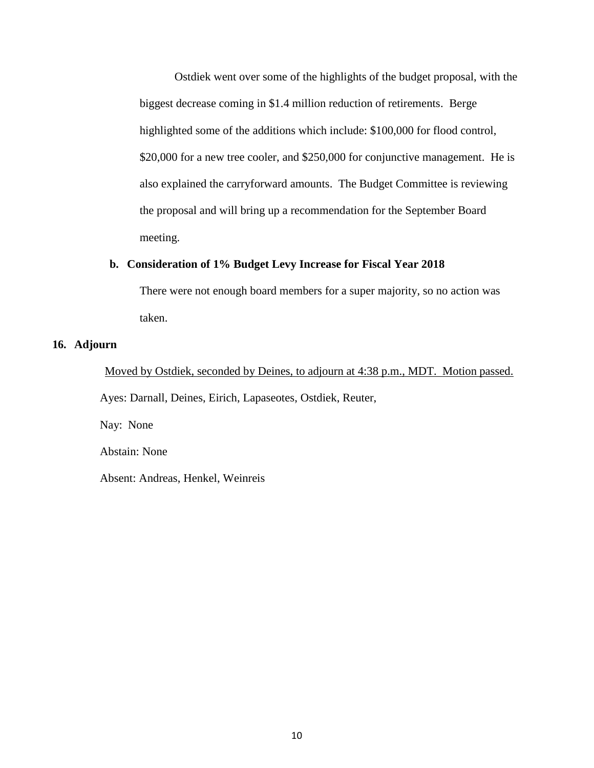Ostdiek went over some of the highlights of the budget proposal, with the biggest decrease coming in $1.4 million reduction of retirements. Berge highlighted some of the additions which include: $100,000 for flood control, $20,000 for a new tree cooler, and $250,000 for conjunctive management. He is also explained the carryforward amounts. The Budget Committee is reviewing the proposal and will bring up a recommendation for the September Board meeting.

**b. Consideration of 1% Budget Levy Increase for Fiscal Year 2018**

There were not enough board members for a super majority, so no action was taken.

**16. Adjourn**

Moved by Ostdiek, seconded by Deines, to adjourn at 4:38 p.m., MDT. Motion passed.

Ayes: Darnall, Deines, Eirich, Lapaseotes, Ostdiek, Reuter,

Nay: None

Abstain: None

Absent: Andreas, Henkel, Weinreis